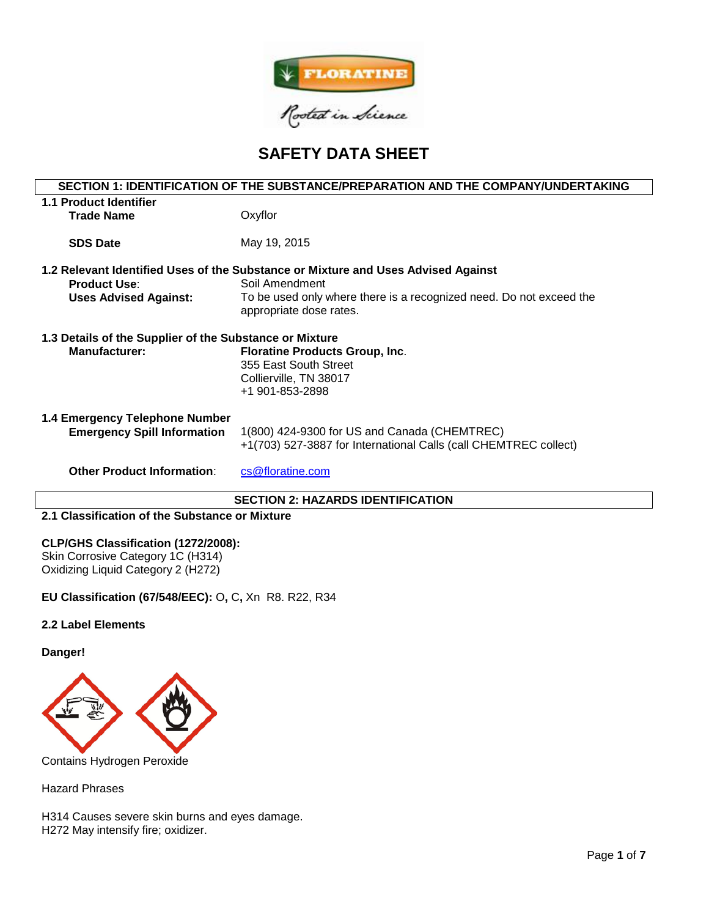# SAFETY DATA SHEET

## SECTION 1: IDENTIFICATION OF THE SUBSTANCE/PREPARATION AND THE COMPANY/UNDERTAKING

### 1.1 Product Identifier

**Trade Name**: Oxyflor

**SDS Date**: May 19, 2015

### 1.2 Relevant Identified Uses of the Substance or Mixture and Uses Advised Against

**Product Use**: Soil Amendment

**Uses Advised Against:** To be used only where there is a recognized need. Do not exceed the appropriate dose rates.

### 1.3 Details of the Supplier of the Substance or Mixture

**Manufacturer:** **Floratine Products Group, Inc**.
355 East South Street
Collierville, TN 38017
+1 901-853-2898

### 1.4 Emergency Telephone Number

**Emergency Spill Information**: 1(800) 424-9300 for US and Canada (CHEMTREC)
+1(703) 527-3887 for International Calls (call CHEMTREC collect)

**Other Product Information**: cs@floratine.com

## SECTION 2: HAZARDS IDENTIFICATION

### 2.1 Classification of the Substance or Mixture

**CLP/GHS Classification (1272/2008):**
Skin Corrosive Category 1C (H314)
Oxidizing Liquid Category 2 (H272)

**EU Classification (67/548/EEC):** O, C, Xn R8. R22, R34

### 2.2 Label Elements

**Danger!**

Contains Hydrogen Peroxide

Hazard Phrases

H314 Causes severe skin burns and eyes damage.
H272 May intensify fire; oxidizer.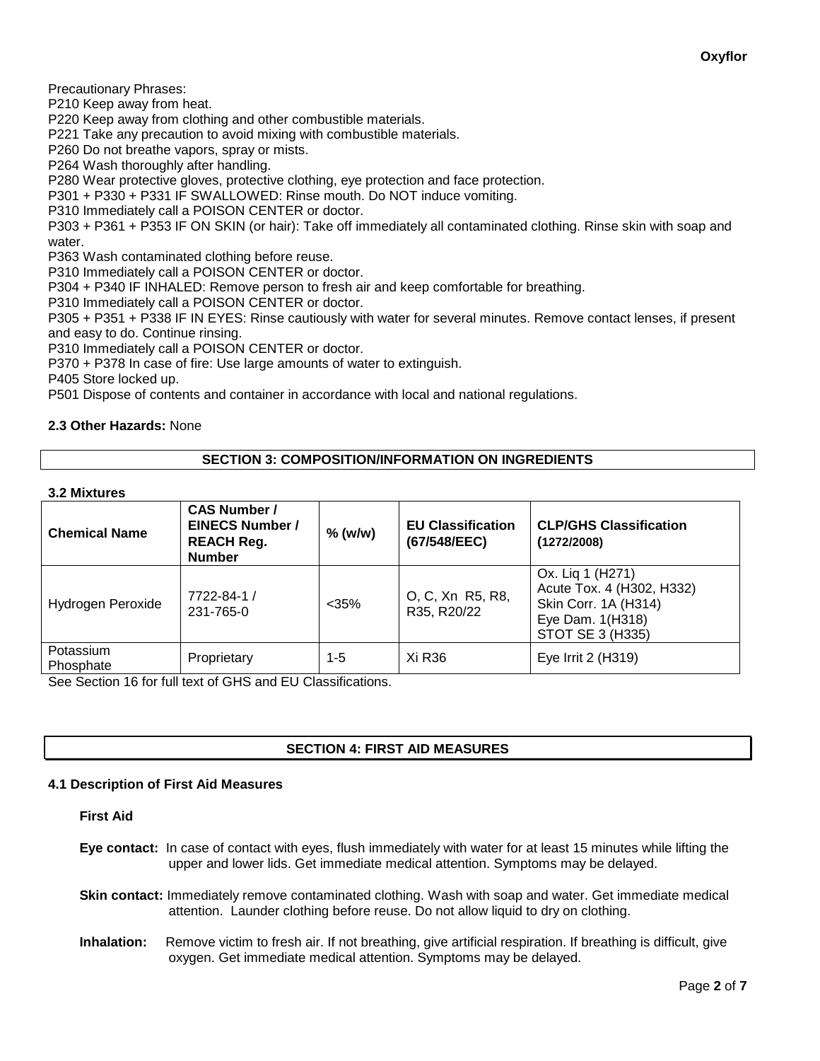Precautionary Phrases:
P210 Keep away from heat.
P220 Keep away from clothing and other combustible materials.
P221 Take any precaution to avoid mixing with combustible materials.
P260 Do not breathe vapors, spray or mists.
P264 Wash thoroughly after handling.
P280 Wear protective gloves, protective clothing, eye protection and face protection.
P301 + P330 + P331 IF SWALLOWED: Rinse mouth. Do NOT induce vomiting.
P310 Immediately call a POISON CENTER or doctor.
P303 + P361 + P353 IF ON SKIN (or hair): Take off immediately all contaminated clothing. Rinse skin with soap and water.
P363 Wash contaminated clothing before reuse.
P310 Immediately call a POISON CENTER or doctor.
P304 + P340 IF INHALED: Remove person to fresh air and keep comfortable for breathing.
P310 Immediately call a POISON CENTER or doctor.
P305 + P351 + P338 IF IN EYES: Rinse cautiously with water for several minutes. Remove contact lenses, if present and easy to do. Continue rinsing.
P310 Immediately call a POISON CENTER or doctor.
P370 + P378 In case of fire: Use large amounts of water to extinguish.
P405 Store locked up.
P501 Dispose of contents and container in accordance with local and national regulations.

**2.3 Other Hazards:** None

## SECTION 3: COMPOSITION/INFORMATION ON INGREDIENTS

### 3.2 Mixtures

| Chemical Name | CAS Number / EINECS Number / REACH Reg. Number | % (w/w) | EU Classification (67/548/EEC) | CLP/GHS Classification (1272/2008) |
|---|---|---|---|---|
| Hydrogen Peroxide | 7722-84-1 / 231-765-0 | <35% | O, C, Xn R5, R8, R35, R20/22 | Ox. Liq 1 (H271) Acute Tox. 4 (H302, H332) Skin Corr. 1A (H314) Eye Dam. 1(H318) STOT SE 3 (H335) |
| Potassium Phosphate | Proprietary | 1-5 | Xi R36 | Eye Irrit 2 (H319) |

See Section 16 for full text of GHS and EU Classifications.

## SECTION 4: FIRST AID MEASURES

### 4.1 Description of First Aid Measures

**First Aid**

**Eye contact:** In case of contact with eyes, flush immediately with water for at least 15 minutes while lifting the upper and lower lids. Get immediate medical attention. Symptoms may be delayed.

**Skin contact:** Immediately remove contaminated clothing. Wash with soap and water. Get immediate medical attention. Launder clothing before reuse. Do not allow liquid to dry on clothing.

**Inhalation:** Remove victim to fresh air. If not breathing, give artificial respiration. If breathing is difficult, give oxygen. Get immediate medical attention. Symptoms may be delayed.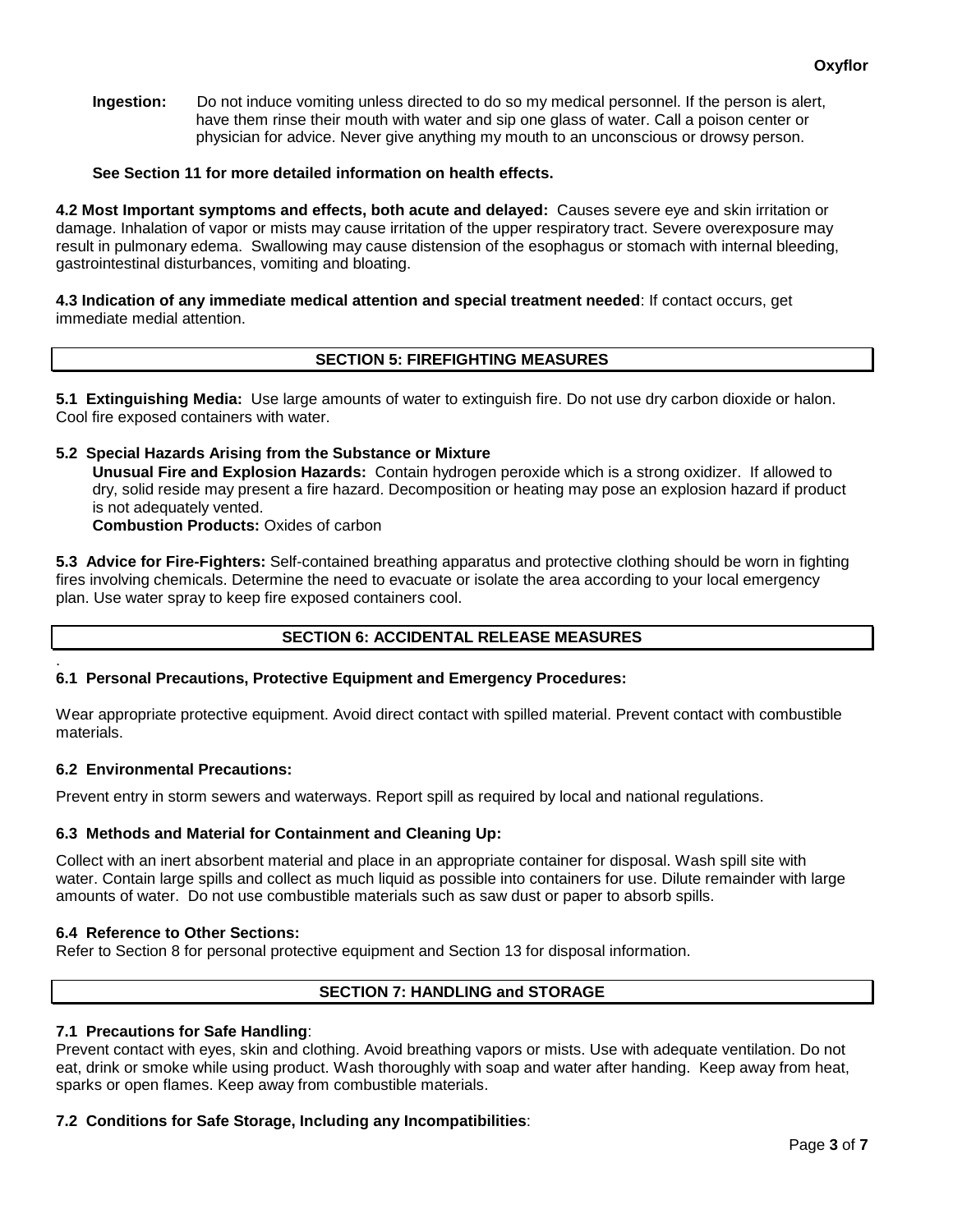**Ingestion:** Do not induce vomiting unless directed to do so my medical personnel. If the person is alert, have them rinse their mouth with water and sip one glass of water. Call a poison center or physician for advice. Never give anything my mouth to an unconscious or drowsy person.

**See Section 11 for more detailed information on health effects.**

**4.2 Most Important symptoms and effects, both acute and delayed:** Causes severe eye and skin irritation or damage. Inhalation of vapor or mists may cause irritation of the upper respiratory tract. Severe overexposure may result in pulmonary edema. Swallowing may cause distension of the esophagus or stomach with internal bleeding, gastrointestinal disturbances, vomiting and bloating.

**4.3 Indication of any immediate medical attention and special treatment needed**: If contact occurs, get immediate medial attention.

## SECTION 5: FIREFIGHTING MEASURES

**5.1 Extinguishing Media:** Use large amounts of water to extinguish fire. Do not use dry carbon dioxide or halon. Cool fire exposed containers with water.

**5.2 Special Hazards Arising from the Substance or Mixture**

**Unusual Fire and Explosion Hazards:** Contain hydrogen peroxide which is a strong oxidizer. If allowed to dry, solid reside may present a fire hazard. Decomposition or heating may pose an explosion hazard if product is not adequately vented.

**Combustion Products:** Oxides of carbon

**5.3 Advice for Fire-Fighters:** Self-contained breathing apparatus and protective clothing should be worn in fighting fires involving chemicals. Determine the need to evacuate or isolate the area according to your local emergency plan. Use water spray to keep fire exposed containers cool.

## SECTION 6: ACCIDENTAL RELEASE MEASURES

### 6.1 Personal Precautions, Protective Equipment and Emergency Procedures:

Wear appropriate protective equipment. Avoid direct contact with spilled material. Prevent contact with combustible materials.

### 6.2 Environmental Precautions:

Prevent entry in storm sewers and waterways. Report spill as required by local and national regulations.

### 6.3 Methods and Material for Containment and Cleaning Up:

Collect with an inert absorbent material and place in an appropriate container for disposal. Wash spill site with water. Contain large spills and collect as much liquid as possible into containers for use. Dilute remainder with large amounts of water. Do not use combustible materials such as saw dust or paper to absorb spills.

### 6.4 Reference to Other Sections:

Refer to Section 8 for personal protective equipment and Section 13 for disposal information.

## SECTION 7: HANDLING and STORAGE

### 7.1 Precautions for Safe Handling:

Prevent contact with eyes, skin and clothing. Avoid breathing vapors or mists. Use with adequate ventilation. Do not eat, drink or smoke while using product. Wash thoroughly with soap and water after handing. Keep away from heat, sparks or open flames. Keep away from combustible materials.

### 7.2 Conditions for Safe Storage, Including any Incompatibilities: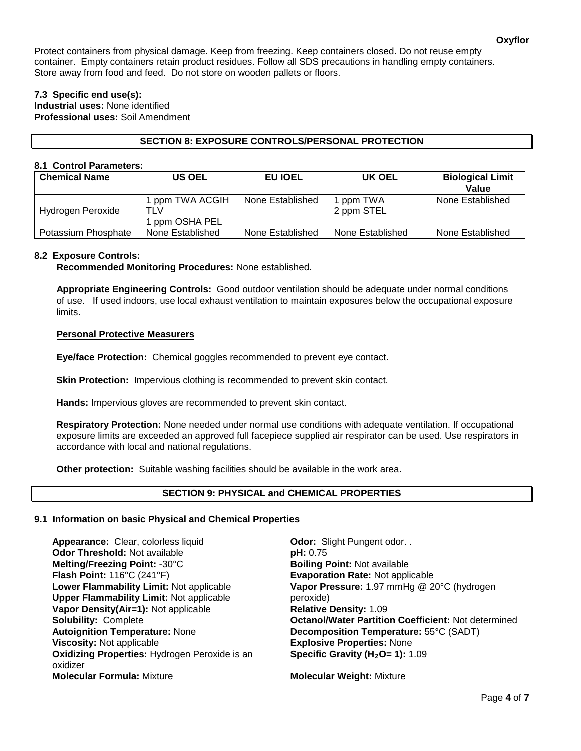Protect containers from physical damage. Keep from freezing. Keep containers closed. Do not reuse empty container. Empty containers retain product residues. Follow all SDS precautions in handling empty containers. Store away from food and feed. Do not store on wooden pallets or floors.

**7.3 Specific end use(s):**
**Industrial uses:** None identified
**Professional uses:** Soil Amendment

## SECTION 8: EXPOSURE CONTROLS/PERSONAL PROTECTION

**8.1 Control Parameters:**

| Chemical Name | US OEL | EU IOEL | UK OEL | Biological Limit Value |
|---|---|---|---|---|
| Hydrogen Peroxide | 1 ppm TWA ACGIH TLV<br>1 ppm OSHA PEL | None Established | 1 ppm TWA<br>2 ppm STEL | None Established |
| Potassium Phosphate | None Established | None Established | None Established | None Established |

**8.2 Exposure Controls:**

**Recommended Monitoring Procedures:** None established.

**Appropriate Engineering Controls:** Good outdoor ventilation should be adequate under normal conditions of use. If used indoors, use local exhaust ventilation to maintain exposures below the occupational exposure limits.

**Personal Protective Measurers**

**Eye/face Protection:** Chemical goggles recommended to prevent eye contact.

**Skin Protection:** Impervious clothing is recommended to prevent skin contact.

**Hands:** Impervious gloves are recommended to prevent skin contact.

**Respiratory Protection:** None needed under normal use conditions with adequate ventilation. If occupational exposure limits are exceeded an approved full facepiece supplied air respirator can be used. Use respirators in accordance with local and national regulations.

**Other protection:** Suitable washing facilities should be available in the work area.

## SECTION 9: PHYSICAL and CHEMICAL PROPERTIES

**9.1 Information on basic Physical and Chemical Properties**

**Appearance:** Clear, colorless liquid
**Odor Threshold:** Not available
**Melting/Freezing Point:** -30°C
**Flash Point:** 116°C (241°F)
**Lower Flammability Limit:** Not applicable
**Upper Flammability Limit:** Not applicable
**Vapor Density(Air=1):** Not applicable
**Solubility:** Complete
**Autoignition Temperature:** None
**Viscosity:** Not applicable
**Oxidizing Properties:** Hydrogen Peroxide is an oxidizer
**Molecular Formula:** Mixture

**Odor:** Slight Pungent odor. .
**pH:** 0.75
**Boiling Point:** Not available
**Evaporation Rate:** Not applicable
**Vapor Pressure:** 1.97 mmHg @ 20°C (hydrogen peroxide)
**Relative Density:** 1.09
**Octanol/Water Partition Coefficient:** Not determined
**Decomposition Temperature:** 55°C (SADT)
**Explosive Properties:** None
**Specific Gravity ($H_2O$= 1):** 1.09

**Molecular Weight:** Mixture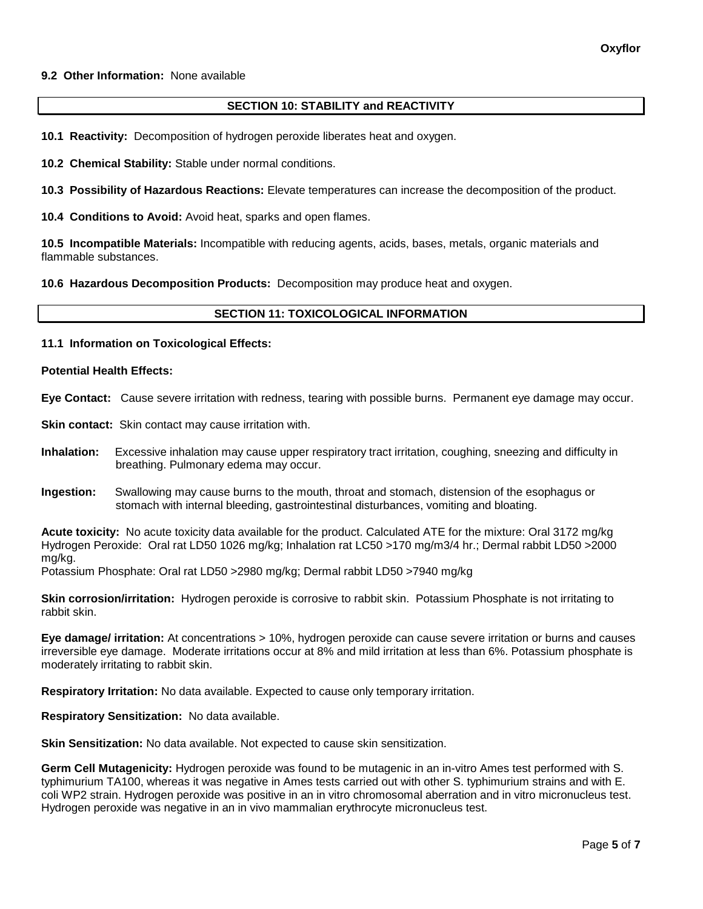**9.2 Other Information:** None available

## SECTION 10: STABILITY and REACTIVITY

**10.1 Reactivity:** Decomposition of hydrogen peroxide liberates heat and oxygen.

**10.2 Chemical Stability:** Stable under normal conditions.

**10.3 Possibility of Hazardous Reactions:** Elevate temperatures can increase the decomposition of the product.

**10.4 Conditions to Avoid:** Avoid heat, sparks and open flames.

**10.5 Incompatible Materials:** Incompatible with reducing agents, acids, bases, metals, organic materials and flammable substances.

**10.6 Hazardous Decomposition Products:** Decomposition may produce heat and oxygen.

## SECTION 11: TOXICOLOGICAL INFORMATION

**11.1 Information on Toxicological Effects:**

**Potential Health Effects:**

**Eye Contact:** Cause severe irritation with redness, tearing with possible burns. Permanent eye damage may occur.

**Skin contact:** Skin contact may cause irritation with.

**Inhalation:** Excessive inhalation may cause upper respiratory tract irritation, coughing, sneezing and difficulty in breathing. Pulmonary edema may occur.

**Ingestion:** Swallowing may cause burns to the mouth, throat and stomach, distension of the esophagus or stomach with internal bleeding, gastrointestinal disturbances, vomiting and bloating.

**Acute toxicity:** No acute toxicity data available for the product. Calculated ATE for the mixture: Oral 3172 mg/kg
Hydrogen Peroxide: Oral rat LD50 1026 mg/kg; Inhalation rat LC50 >170 mg/m3/4 hr.; Dermal rabbit LD50 >2000 mg/kg.
Potassium Phosphate: Oral rat LD50 >2980 mg/kg; Dermal rabbit LD50 >7940 mg/kg

**Skin corrosion/irritation:** Hydrogen peroxide is corrosive to rabbit skin. Potassium Phosphate is not irritating to rabbit skin.

**Eye damage/ irritation:** At concentrations > 10%, hydrogen peroxide can cause severe irritation or burns and causes irreversible eye damage. Moderate irritations occur at 8% and mild irritation at less than 6%. Potassium phosphate is moderately irritating to rabbit skin.

**Respiratory Irritation:** No data available. Expected to cause only temporary irritation.

**Respiratory Sensitization:** No data available.

**Skin Sensitization:** No data available. Not expected to cause skin sensitization.

**Germ Cell Mutagenicity:** Hydrogen peroxide was found to be mutagenic in an in-vitro Ames test performed with S. typhimurium TA100, whereas it was negative in Ames tests carried out with other S. typhimurium strains and with E. coli WP2 strain. Hydrogen peroxide was positive in an in vitro chromosomal aberration and in vitro micronucleus test. Hydrogen peroxide was negative in an in vivo mammalian erythrocyte micronucleus test.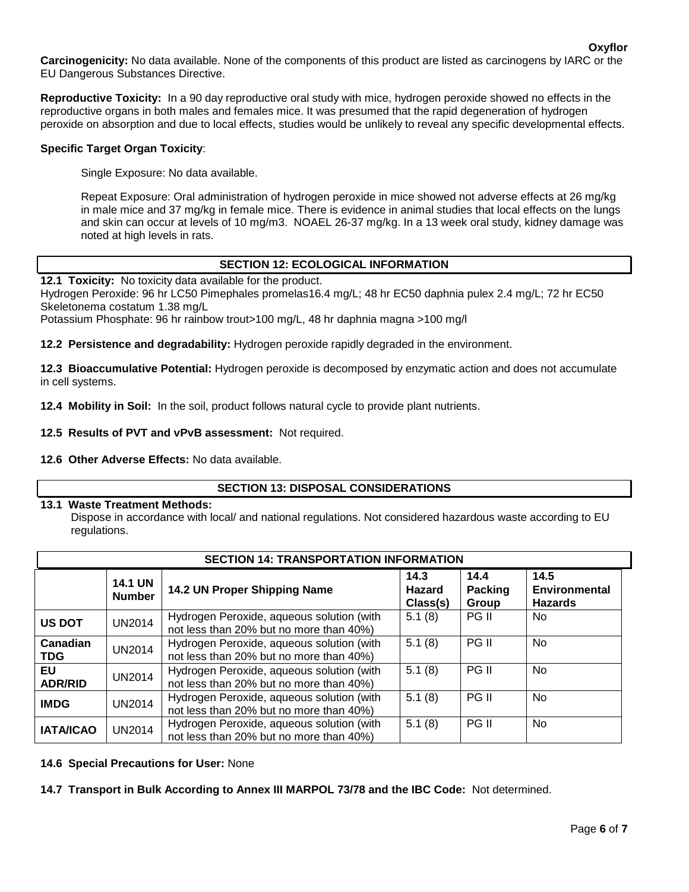**Carcinogenicity:** No data available. None of the components of this product are listed as carcinogens by IARC or the EU Dangerous Substances Directive.

**Reproductive Toxicity:** In a 90 day reproductive oral study with mice, hydrogen peroxide showed no effects in the reproductive organs in both males and females mice. It was presumed that the rapid degeneration of hydrogen peroxide on absorption and due to local effects, studies would be unlikely to reveal any specific developmental effects.

**Specific Target Organ Toxicity**:

Single Exposure: No data available.

Repeat Exposure: Oral administration of hydrogen peroxide in mice showed not adverse effects at 26 mg/kg in male mice and 37 mg/kg in female mice. There is evidence in animal studies that local effects on the lungs and skin can occur at levels of 10 mg/m3. NOAEL 26-37 mg/kg. In a 13 week oral study, kidney damage was noted at high levels in rats.

## SECTION 12: ECOLOGICAL INFORMATION

**12.1 Toxicity:** No toxicity data available for the product.
Hydrogen Peroxide: 96 hr LC50 Pimephales promelas16.4 mg/L; 48 hr EC50 daphnia pulex 2.4 mg/L; 72 hr EC50 Skeletonema costatum 1.38 mg/L
Potassium Phosphate: 96 hr rainbow trout>100 mg/L, 48 hr daphnia magna >100 mg/l

**12.2 Persistence and degradability:** Hydrogen peroxide rapidly degraded in the environment.

**12.3 Bioaccumulative Potential:** Hydrogen peroxide is decomposed by enzymatic action and does not accumulate in cell systems.

**12.4 Mobility in Soil:** In the soil, product follows natural cycle to provide plant nutrients.

**12.5 Results of PVT and vPvB assessment:** Not required.

**12.6 Other Adverse Effects:** No data available.

## SECTION 13: DISPOSAL CONSIDERATIONS

**13.1 Waste Treatment Methods:**
Dispose in accordance with local/ and national regulations. Not considered hazardous waste according to EU regulations.

## SECTION 14: TRANSPORTATION INFORMATION

| | 14.1 UN Number | 14.2 UN Proper Shipping Name | 14.3 Hazard Class(s) | 14.4 Packing Group | 14.5 Environmental Hazards |
|---|---|---|---|---|---|
| **US DOT** | UN2014 | Hydrogen Peroxide, aqueous solution (with not less than 20% but no more than 40%) | 5.1 (8) | PG II | No |
| **Canadian TDG** | UN2014 | Hydrogen Peroxide, aqueous solution (with not less than 20% but no more than 40%) | 5.1 (8) | PG II | No |
| **EU ADR/RID** | UN2014 | Hydrogen Peroxide, aqueous solution (with not less than 20% but no more than 40%) | 5.1 (8) | PG II | No |
| **IMDG** | UN2014 | Hydrogen Peroxide, aqueous solution (with not less than 20% but no more than 40%) | 5.1 (8) | PG II | No |
| **IATA/ICAO** | UN2014 | Hydrogen Peroxide, aqueous solution (with not less than 20% but no more than 40%) | 5.1 (8) | PG II | No |

**14.6 Special Precautions for User:** None

**14.7 Transport in Bulk According to Annex III MARPOL 73/78 and the IBC Code:** Not determined.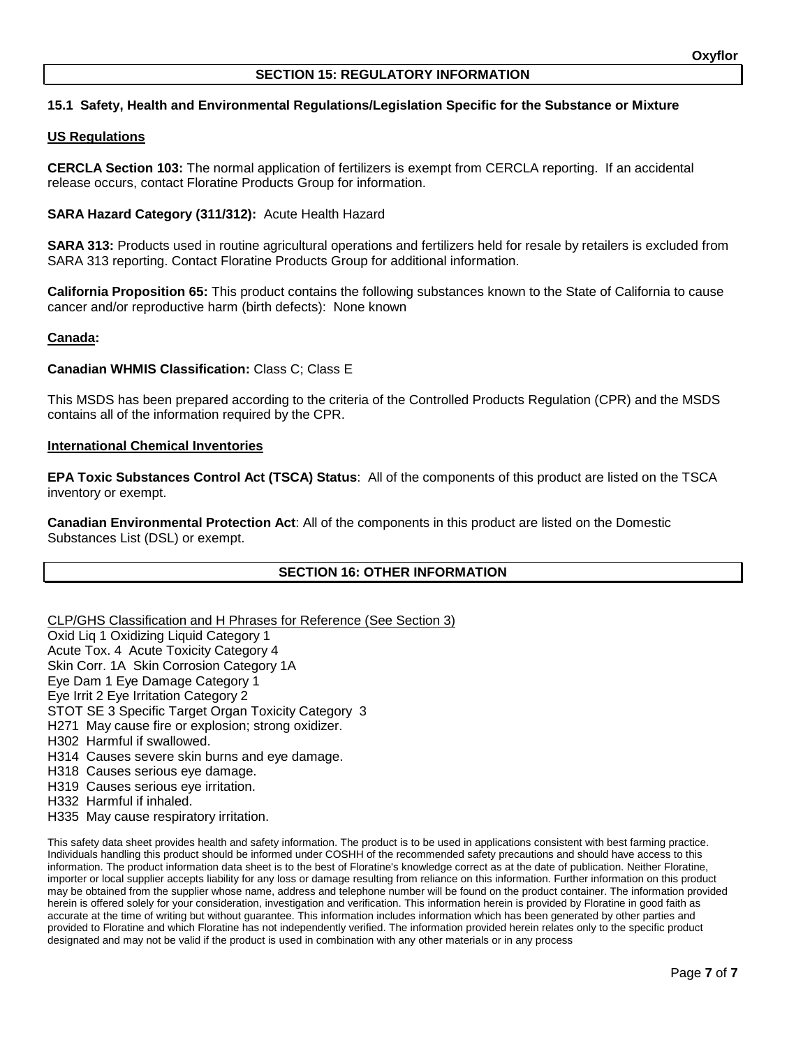## SECTION 15: REGULATORY INFORMATION

### 15.1 Safety, Health and Environmental Regulations/Legislation Specific for the Substance or Mixture

**US Regulations**

**CERCLA Section 103:** The normal application of fertilizers is exempt from CERCLA reporting. If an accidental release occurs, contact Floratine Products Group for information.

**SARA Hazard Category (311/312):** Acute Health Hazard

**SARA 313:** Products used in routine agricultural operations and fertilizers held for resale by retailers is excluded from SARA 313 reporting. Contact Floratine Products Group for additional information.

**California Proposition 65:** This product contains the following substances known to the State of California to cause cancer and/or reproductive harm (birth defects): None known

**Canada:**

**Canadian WHMIS Classification:** Class C; Class E

This MSDS has been prepared according to the criteria of the Controlled Products Regulation (CPR) and the MSDS contains all of the information required by the CPR.

**International Chemical Inventories**

**EPA Toxic Substances Control Act (TSCA) Status**: All of the components of this product are listed on the TSCA inventory or exempt.

**Canadian Environmental Protection Act**: All of the components in this product are listed on the Domestic Substances List (DSL) or exempt.

## SECTION 16: OTHER INFORMATION

CLP/GHS Classification and H Phrases for Reference (See Section 3)

Oxid Liq 1 Oxidizing Liquid Category 1
Acute Tox. 4 Acute Toxicity Category 4
Skin Corr. 1A Skin Corrosion Category 1A
Eye Dam 1 Eye Damage Category 1
Eye Irrit 2 Eye Irritation Category 2
STOT SE 3 Specific Target Organ Toxicity Category 3
H271 May cause fire or explosion; strong oxidizer.
H302 Harmful if swallowed.
H314 Causes severe skin burns and eye damage.
H318 Causes serious eye damage.
H319 Causes serious eye irritation.
H332 Harmful if inhaled.
H335 May cause respiratory irritation.

This safety data sheet provides health and safety information. The product is to be used in applications consistent with best farming practice. Individuals handling this product should be informed under COSHH of the recommended safety precautions and should have access to this information. The product information data sheet is to the best of Floratine's knowledge correct as at the date of publication. Neither Floratine, importer or local supplier accepts liability for any loss or damage resulting from reliance on this information. Further information on this product may be obtained from the supplier whose name, address and telephone number will be found on the product container. The information provided herein is offered solely for your consideration, investigation and verification. This information herein is provided by Floratine in good faith as accurate at the time of writing but without guarantee. This information includes information which has been generated by other parties and provided to Floratine and which Floratine has not independently verified. The information provided herein relates only to the specific product designated and may not be valid if the product is used in combination with any other materials or in any process